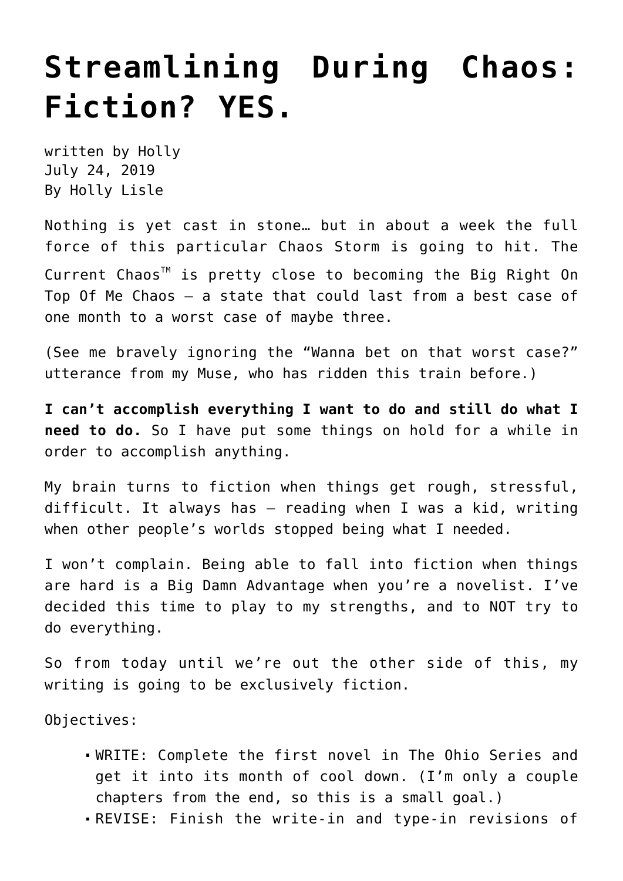# Streamlining During Chaos: Fiction? YES.

written by Holly
July 24, 2019
By Holly Lisle

Nothing is yet cast in stone… but in about a week the full force of this particular Chaos Storm is going to hit. The Current Chaos™ is pretty close to becoming the Big Right On Top Of Me Chaos – a state that could last from a best case of one month to a worst case of maybe three.

(See me bravely ignoring the "Wanna bet on that worst case?" utterance from my Muse, who has ridden this train before.)

**I can't accomplish everything I want to do and still do what I need to do.** So I have put some things on hold for a while in order to accomplish anything.

My brain turns to fiction when things get rough, stressful, difficult. It always has – reading when I was a kid, writing when other people's worlds stopped being what I needed.

I won't complain. Being able to fall into fiction when things are hard is a Big Damn Advantage when you're a novelist. I've decided this time to play to my strengths, and to NOT try to do everything.

So from today until we're out the other side of this, my writing is going to be exclusively fiction.

Objectives:

- WRITE: Complete the first novel in The Ohio Series and get it into its month of cool down. (I'm only a couple chapters from the end, so this is a small goal.)
- REVISE: Finish the write-in and type-in revisions of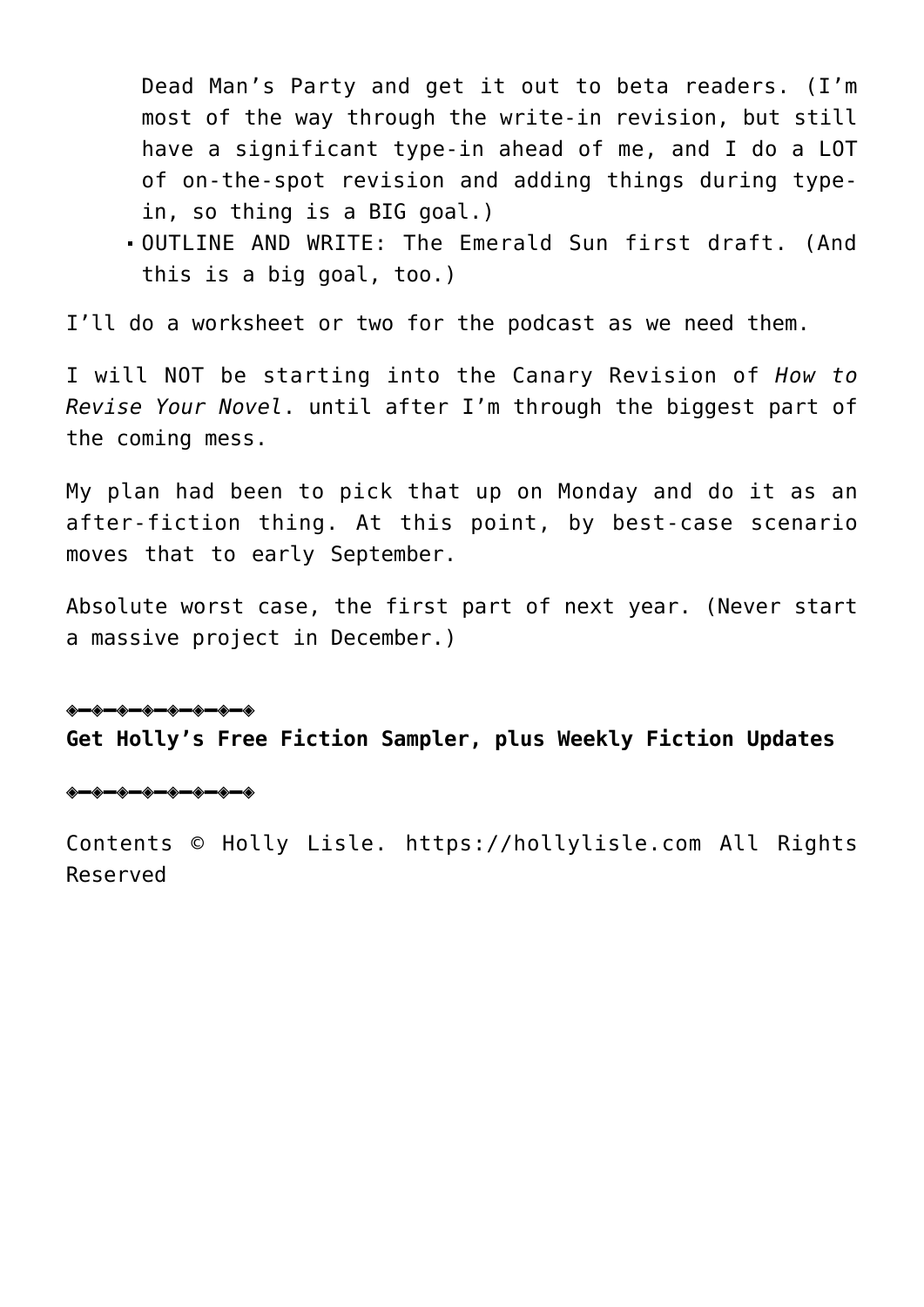Dead Man's Party and get it out to beta readers. (I'm most of the way through the write-in revision, but still have a significant type-in ahead of me, and I do a LOT of on-the-spot revision and adding things during type-in, so thing is a BIG goal.)
- OUTLINE AND WRITE: The Emerald Sun first draft. (And this is a big goal, too.)

I'll do a worksheet or two for the podcast as we need them.

I will NOT be starting into the Canary Revision of *How to Revise Your Novel*. until after I'm through the biggest part of the coming mess.

My plan had been to pick that up on Monday and do it as an after-fiction thing. At this point, by best-case scenario moves that to early September.

Absolute worst case, the first part of next year. (Never start a massive project in December.)

◈━◈━◈━◈━◈━◈━◈━◈━◈

**Get Holly's Free Fiction Sampler, plus Weekly Fiction Updates**

◈━◈━◈━◈━◈━◈━◈━◈━◈

Contents © Holly Lisle. https://hollylisle.com All Rights Reserved